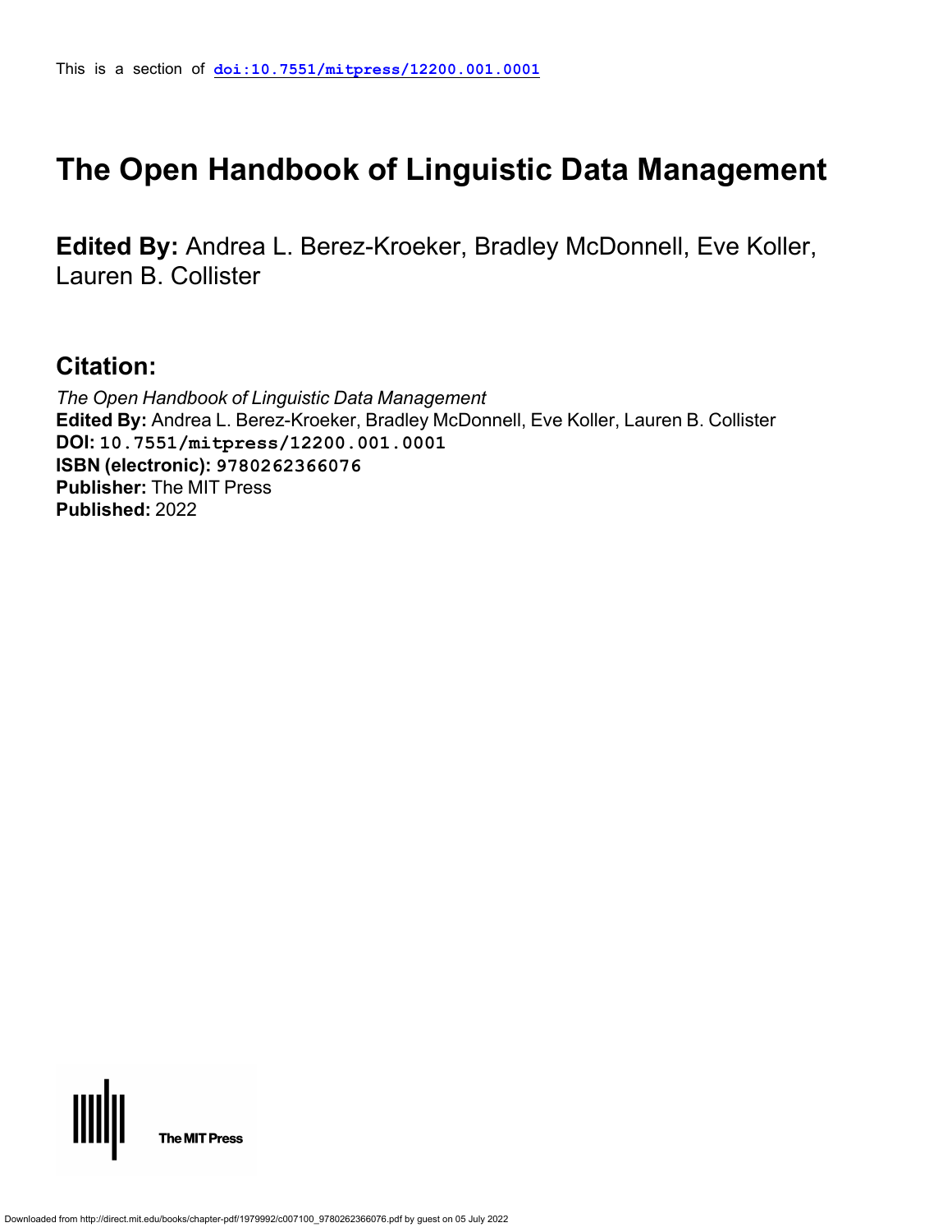This is a section of **doi:10.7551/mitpress/12200.001.0001**

# The Open Handbook of Linguistic Data Management

**Edited By:** Andrea L. Berez-Kroeker, Bradley McDonnell, Eve Koller, Lauren B. Collister

## Citation:

*The Open Handbook of Linguistic Data Management*
**Edited By:** Andrea L. Berez-Kroeker, Bradley McDonnell, Eve Koller, Lauren B. Collister
**DOI:** 10.7551/mitpress/12200.001.0001
**ISBN (electronic):** 9780262366076
**Publisher:** The MIT Press
**Published:** 2022

The MIT Press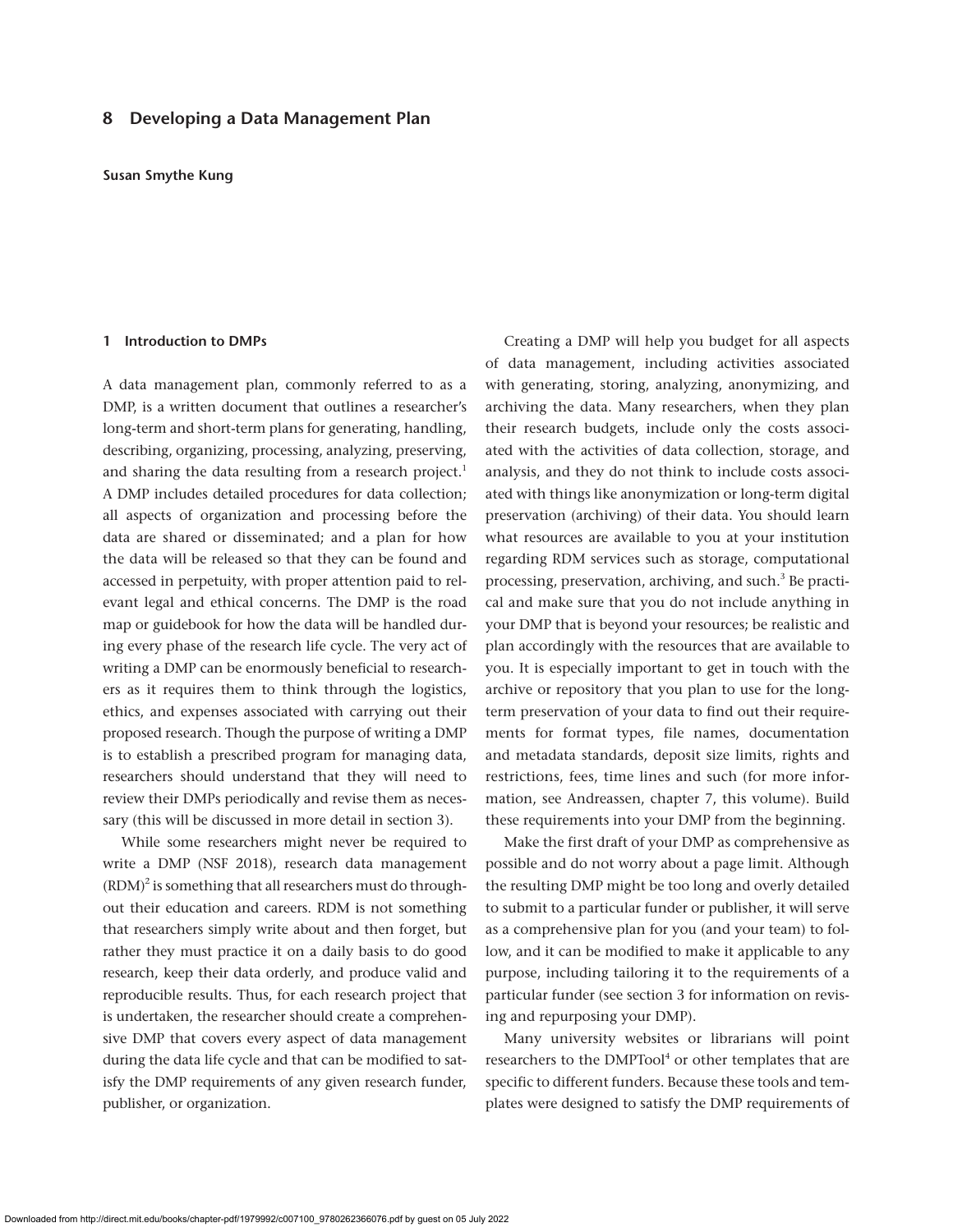# 8 Developing a Data Management Plan

**Susan Smythe Kung**

## 1 Introduction to DMPs

A data management plan, commonly referred to as a DMP, is a written document that outlines a researcher's long-term and short-term plans for generating, handling, describing, organizing, processing, analyzing, preserving, and sharing the data resulting from a research project.[1] A DMP includes detailed procedures for data collection; all aspects of organization and processing before the data are shared or disseminated; and a plan for how the data will be released so that they can be found and accessed in perpetuity, with proper attention paid to relevant legal and ethical concerns. The DMP is the road map or guidebook for how the data will be handled during every phase of the research life cycle. The very act of writing a DMP can be enormously beneficial to researchers as it requires them to think through the logistics, ethics, and expenses associated with carrying out their proposed research. Though the purpose of writing a DMP is to establish a prescribed program for managing data, researchers should understand that they will need to review their DMPs periodically and revise them as necessary (this will be discussed in more detail in section 3).

While some researchers might never be required to write a DMP (NSF 2018), research data management (RDM)[2] is something that all researchers must do throughout their education and careers. RDM is not something that researchers simply write about and then forget, but rather they must practice it on a daily basis to do good research, keep their data orderly, and produce valid and reproducible results. Thus, for each research project that is undertaken, the researcher should create a comprehensive DMP that covers every aspect of data management during the data life cycle and that can be modified to satisfy the DMP requirements of any given research funder, publisher, or organization.

Creating a DMP will help you budget for all aspects of data management, including activities associated with generating, storing, analyzing, anonymizing, and archiving the data. Many researchers, when they plan their research budgets, include only the costs associated with the activities of data collection, storage, and analysis, and they do not think to include costs associated with things like anonymization or long-term digital preservation (archiving) of their data. You should learn what resources are available to you at your institution regarding RDM services such as storage, computational processing, preservation, archiving, and such.[3] Be practical and make sure that you do not include anything in your DMP that is beyond your resources; be realistic and plan accordingly with the resources that are available to you. It is especially important to get in touch with the archive or repository that you plan to use for the long-term preservation of your data to find out their requirements for format types, file names, documentation and metadata standards, deposit size limits, rights and restrictions, fees, time lines and such (for more information, see Andreassen, chapter 7, this volume). Build these requirements into your DMP from the beginning.

Make the first draft of your DMP as comprehensive as possible and do not worry about a page limit. Although the resulting DMP might be too long and overly detailed to submit to a particular funder or publisher, it will serve as a comprehensive plan for you (and your team) to follow, and it can be modified to make it applicable to any purpose, including tailoring it to the requirements of a particular funder (see section 3 for information on revising and repurposing your DMP).

Many university websites or librarians will point researchers to the DMPTool[4] or other templates that are specific to different funders. Because these tools and templates were designed to satisfy the DMP requirements of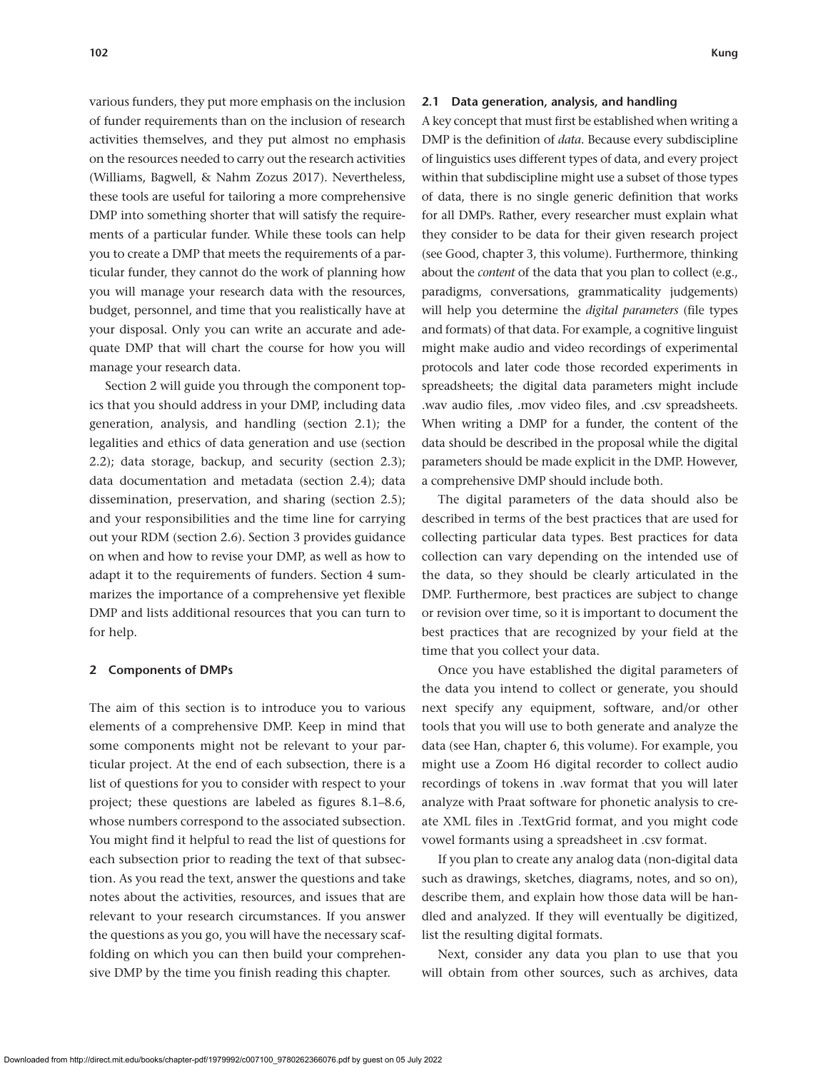various funders, they put more emphasis on the inclusion of funder requirements than on the inclusion of research activities themselves, and they put almost no emphasis on the resources needed to carry out the research activities (Williams, Bagwell, & Nahm Zozus 2017). Nevertheless, these tools are useful for tailoring a more comprehensive DMP into something shorter that will satisfy the requirements of a particular funder. While these tools can help you to create a DMP that meets the requirements of a particular funder, they cannot do the work of planning how you will manage your research data with the resources, budget, personnel, and time that you realistically have at your disposal. Only you can write an accurate and adequate DMP that will chart the course for how you will manage your research data.

Section 2 will guide you through the component topics that you should address in your DMP, including data generation, analysis, and handling (section 2.1); the legalities and ethics of data generation and use (section 2.2); data storage, backup, and security (section 2.3); data documentation and metadata (section 2.4); data dissemination, preservation, and sharing (section 2.5); and your responsibilities and the time line for carrying out your RDM (section 2.6). Section 3 provides guidance on when and how to revise your DMP, as well as how to adapt it to the requirements of funders. Section 4 summarizes the importance of a comprehensive yet flexible DMP and lists additional resources that you can turn to for help.

## 2 Components of DMPs

The aim of this section is to introduce you to various elements of a comprehensive DMP. Keep in mind that some components might not be relevant to your particular project. At the end of each subsection, there is a list of questions for you to consider with respect to your project; these questions are labeled as figures 8.1–8.6, whose numbers correspond to the associated subsection. You might find it helpful to read the list of questions for each subsection prior to reading the text of that subsection. As you read the text, answer the questions and take notes about the activities, resources, and issues that are relevant to your research circumstances. If you answer the questions as you go, you will have the necessary scaffolding on which you can then build your comprehensive DMP by the time you finish reading this chapter.

### 2.1 Data generation, analysis, and handling

A key concept that must first be established when writing a DMP is the definition of *data*. Because every subdiscipline of linguistics uses different types of data, and every project within that subdiscipline might use a subset of those types of data, there is no single generic definition that works for all DMPs. Rather, every researcher must explain what they consider to be data for their given research project (see Good, chapter 3, this volume). Furthermore, thinking about the *content* of the data that you plan to collect (e.g., paradigms, conversations, grammaticality judgements) will help you determine the *digital parameters* (file types and formats) of that data. For example, a cognitive linguist might make audio and video recordings of experimental protocols and later code those recorded experiments in spreadsheets; the digital data parameters might include .wav audio files, .mov video files, and .csv spreadsheets. When writing a DMP for a funder, the content of the data should be described in the proposal while the digital parameters should be made explicit in the DMP. However, a comprehensive DMP should include both.

The digital parameters of the data should also be described in terms of the best practices that are used for collecting particular data types. Best practices for data collection can vary depending on the intended use of the data, so they should be clearly articulated in the DMP. Furthermore, best practices are subject to change or revision over time, so it is important to document the best practices that are recognized by your field at the time that you collect your data.

Once you have established the digital parameters of the data you intend to collect or generate, you should next specify any equipment, software, and/or other tools that you will use to both generate and analyze the data (see Han, chapter 6, this volume). For example, you might use a Zoom H6 digital recorder to collect audio recordings of tokens in .wav format that you will later analyze with Praat software for phonetic analysis to create XML files in .TextGrid format, and you might code vowel formants using a spreadsheet in .csv format.

If you plan to create any analog data (non-digital data such as drawings, sketches, diagrams, notes, and so on), describe them, and explain how those data will be handled and analyzed. If they will eventually be digitized, list the resulting digital formats.

Next, consider any data you plan to use that you will obtain from other sources, such as archives, data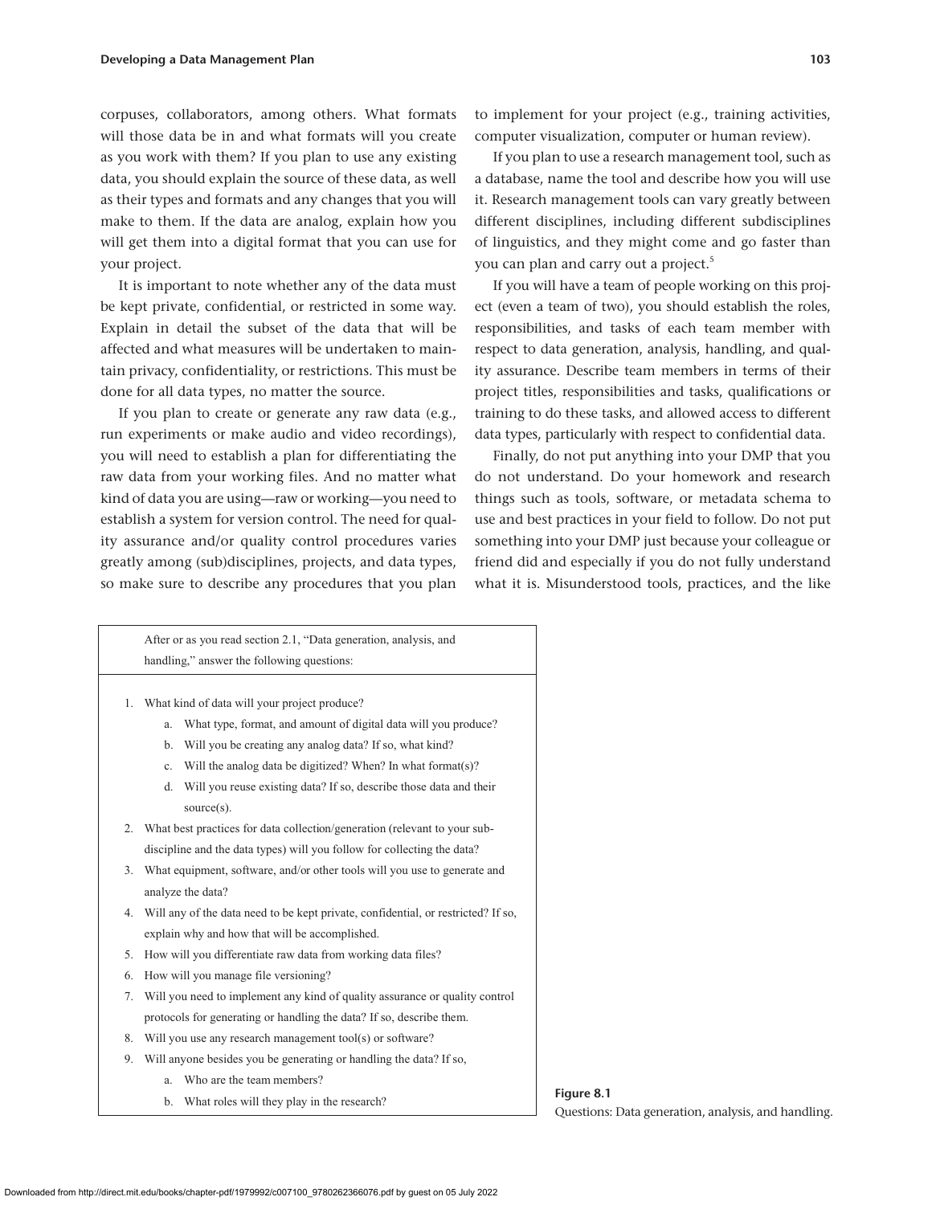corpuses, collaborators, among others. What formats will those data be in and what formats will you create as you work with them? If you plan to use any existing data, you should explain the source of these data, as well as their types and formats and any changes that you will make to them. If the data are analog, explain how you will get them into a digital format that you can use for your project.

It is important to note whether any of the data must be kept private, confidential, or restricted in some way. Explain in detail the subset of the data that will be affected and what measures will be undertaken to maintain privacy, confidentiality, or restrictions. This must be done for all data types, no matter the source.

If you plan to create or generate any raw data (e.g., run experiments or make audio and video recordings), you will need to establish a plan for differentiating the raw data from your working files. And no matter what kind of data you are using—raw or working—you need to establish a system for version control. The need for quality assurance and/or quality control procedures varies greatly among (sub)disciplines, projects, and data types, so make sure to describe any procedures that you plan to implement for your project (e.g., training activities, computer visualization, computer or human review).

If you plan to use a research management tool, such as a database, name the tool and describe how you will use it. Research management tools can vary greatly between different disciplines, including different subdisciplines of linguistics, and they might come and go faster than you can plan and carry out a project.[5]

If you will have a team of people working on this project (even a team of two), you should establish the roles, responsibilities, and tasks of each team member with respect to data generation, analysis, handling, and quality assurance. Describe team members in terms of their project titles, responsibilities and tasks, qualifications or training to do these tasks, and allowed access to different data types, particularly with respect to confidential data.

Finally, do not put anything into your DMP that you do not understand. Do your homework and research things such as tools, software, or metadata schema to use and best practices in your field to follow. Do not put something into your DMP just because your colleague or friend did and especially if you do not fully understand what it is. Misunderstood tools, practices, and the like

After or as you read section 2.1, "Data generation, analysis, and handling," answer the following questions:

1. What kind of data will your project produce?
   a. What type, format, and amount of digital data will you produce?
   b. Will you be creating any analog data? If so, what kind?
   c. Will the analog data be digitized? When? In what format(s)?
   d. Will you reuse existing data? If so, describe those data and their source(s).
2. What best practices for data collection/generation (relevant to your subdiscipline and the data types) will you follow for collecting the data?
3. What equipment, software, and/or other tools will you use to generate and analyze the data?
4. Will any of the data need to be kept private, confidential, or restricted? If so, explain why and how that will be accomplished.
5. How will you differentiate raw data from working data files?
6. How will you manage file versioning?
7. Will you need to implement any kind of quality assurance or quality control protocols for generating or handling the data? If so, describe them.
8. Will you use any research management tool(s) or software?
9. Will anyone besides you be generating or handling the data? If so,
   a. Who are the team members?
   b. What roles will they play in the research?

**Figure 8.1**
Questions: Data generation, analysis, and handling.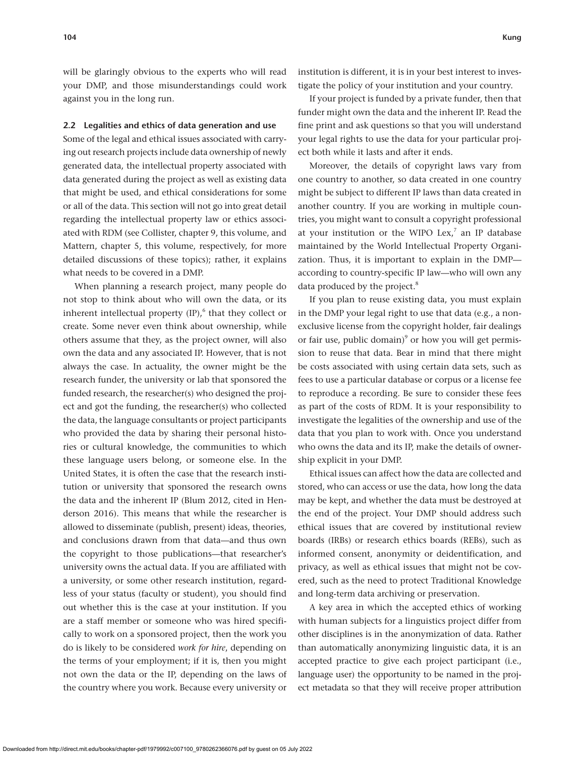will be glaringly obvious to the experts who will read your DMP, and those misunderstandings could work against you in the long run.

### 2.2 Legalities and ethics of data generation and use

Some of the legal and ethical issues associated with carrying out research projects include data ownership of newly generated data, the intellectual property associated with data generated during the project as well as existing data that might be used, and ethical considerations for some or all of the data. This section will not go into great detail regarding the intellectual property law or ethics associated with RDM (see Collister, chapter 9, this volume, and Mattern, chapter 5, this volume, respectively, for more detailed discussions of these topics); rather, it explains what needs to be covered in a DMP.

When planning a research project, many people do not stop to think about who will own the data, or its inherent intellectual property (IP),[6] that they collect or create. Some never even think about ownership, while others assume that they, as the project owner, will also own the data and any associated IP. However, that is not always the case. In actuality, the owner might be the research funder, the university or lab that sponsored the funded research, the researcher(s) who designed the project and got the funding, the researcher(s) who collected the data, the language consultants or project participants who provided the data by sharing their personal histories or cultural knowledge, the communities to which these language users belong, or someone else. In the United States, it is often the case that the research institution or university that sponsored the research owns the data and the inherent IP (Blum 2012, cited in Henderson 2016). This means that while the researcher is allowed to disseminate (publish, present) ideas, theories, and conclusions drawn from that data—and thus own the copyright to those publications—that researcher's university owns the actual data. If you are affiliated with a university, or some other research institution, regardless of your status (faculty or student), you should find out whether this is the case at your institution. If you are a staff member or someone who was hired specifically to work on a sponsored project, then the work you do is likely to be considered *work for hire*, depending on the terms of your employment; if it is, then you might not own the data or the IP, depending on the laws of the country where you work. Because every university or institution is different, it is in your best interest to investigate the policy of your institution and your country.

If your project is funded by a private funder, then that funder might own the data and the inherent IP. Read the fine print and ask questions so that you will understand your legal rights to use the data for your particular project both while it lasts and after it ends.

Moreover, the details of copyright laws vary from one country to another, so data created in one country might be subject to different IP laws than data created in another country. If you are working in multiple countries, you might want to consult a copyright professional at your institution or the WIPO Lex,[7] an IP database maintained by the World Intellectual Property Organization. Thus, it is important to explain in the DMP—according to country-specific IP law—who will own any data produced by the project.[8]

If you plan to reuse existing data, you must explain in the DMP your legal right to use that data (e.g., a nonexclusive license from the copyright holder, fair dealings or fair use, public domain)[9] or how you will get permission to reuse that data. Bear in mind that there might be costs associated with using certain data sets, such as fees to use a particular database or corpus or a license fee to reproduce a recording. Be sure to consider these fees as part of the costs of RDM. It is your responsibility to investigate the legalities of the ownership and use of the data that you plan to work with. Once you understand who owns the data and its IP, make the details of ownership explicit in your DMP.

Ethical issues can affect how the data are collected and stored, who can access or use the data, how long the data may be kept, and whether the data must be destroyed at the end of the project. Your DMP should address such ethical issues that are covered by institutional review boards (IRBs) or research ethics boards (REBs), such as informed consent, anonymity or deidentification, and privacy, as well as ethical issues that might not be covered, such as the need to protect Traditional Knowledge and long-term data archiving or preservation.

A key area in which the accepted ethics of working with human subjects for a linguistics project differ from other disciplines is in the anonymization of data. Rather than automatically anonymizing linguistic data, it is an accepted practice to give each project participant (i.e., language user) the opportunity to be named in the project metadata so that they will receive proper attribution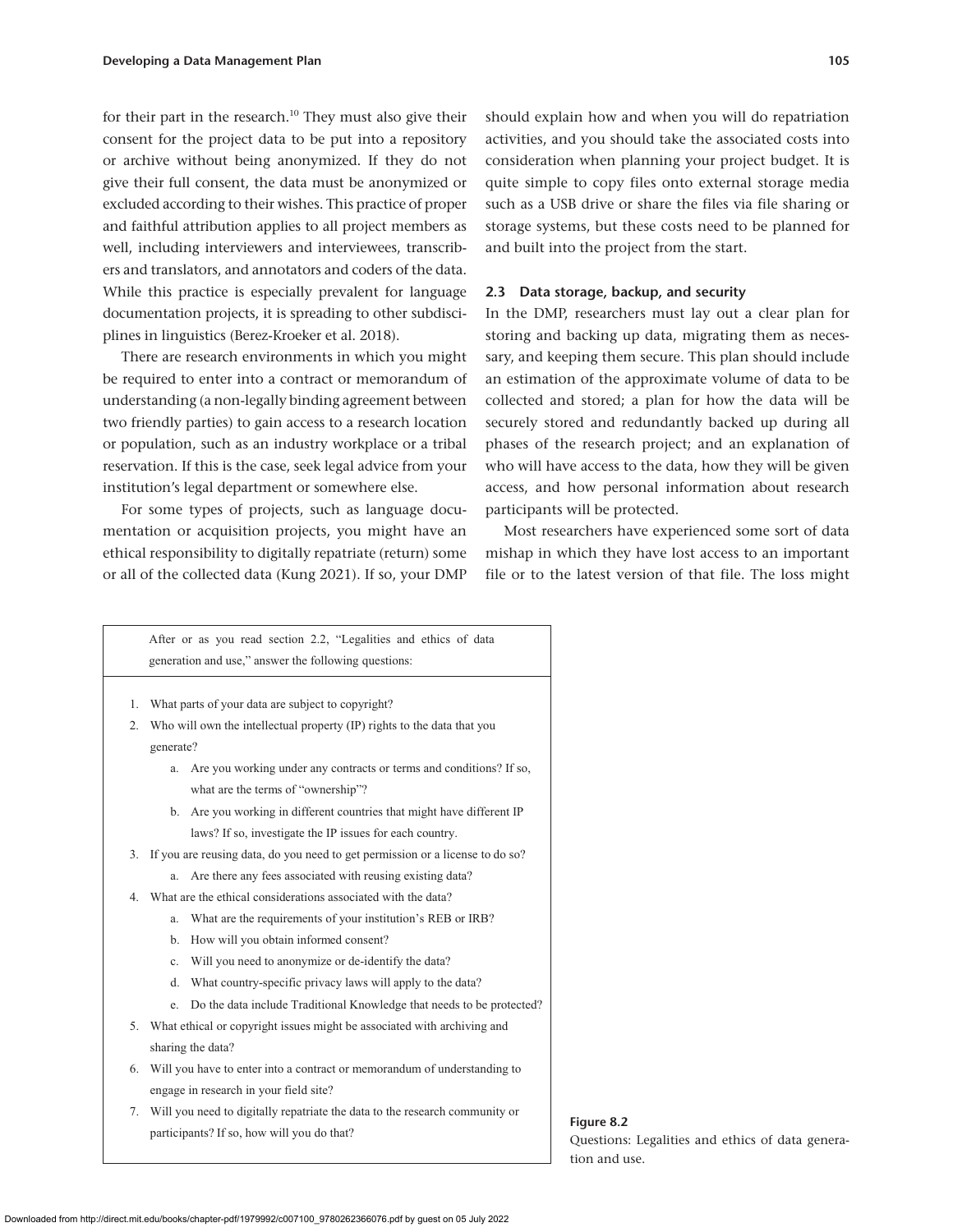for their part in the research.[10] They must also give their consent for the project data to be put into a repository or archive without being anonymized. If they do not give their full consent, the data must be anonymized or excluded according to their wishes. This practice of proper and faithful attribution applies to all project members as well, including interviewers and interviewees, transcribers and translators, and annotators and coders of the data. While this practice is especially prevalent for language documentation projects, it is spreading to other subdisciplines in linguistics (Berez-Kroeker et al. 2018).

There are research environments in which you might be required to enter into a contract or memorandum of understanding (a non-legally binding agreement between two friendly parties) to gain access to a research location or population, such as an industry workplace or a tribal reservation. If this is the case, seek legal advice from your institution's legal department or somewhere else.

For some types of projects, such as language documentation or acquisition projects, you might have an ethical responsibility to digitally repatriate (return) some or all of the collected data (Kung 2021). If so, your DMP should explain how and when you will do repatriation activities, and you should take the associated costs into consideration when planning your project budget. It is quite simple to copy files onto external storage media such as a USB drive or share the files via file sharing or storage systems, but these costs need to be planned for and built into the project from the start.

### 2.3 Data storage, backup, and security

In the DMP, researchers must lay out a clear plan for storing and backing up data, migrating them as necessary, and keeping them secure. This plan should include an estimation of the approximate volume of data to be collected and stored; a plan for how the data will be securely stored and redundantly backed up during all phases of the research project; and an explanation of who will have access to the data, how they will be given access, and how personal information about research participants will be protected.

Most researchers have experienced some sort of data mishap in which they have lost access to an important file or to the latest version of that file. The loss might

---

After or as you read section 2.2, "Legalities and ethics of data generation and use," answer the following questions:

1. What parts of your data are subject to copyright?
2. Who will own the intellectual property (IP) rights to the data that you generate?
   a. Are you working under any contracts or terms and conditions? If so, what are the terms of "ownership"?
   b. Are you working in different countries that might have different IP laws? If so, investigate the IP issues for each country.
3. If you are reusing data, do you need to get permission or a license to do so?
   a. Are there any fees associated with reusing existing data?
4. What are the ethical considerations associated with the data?
   a. What are the requirements of your institution's REB or IRB?
   b. How will you obtain informed consent?
   c. Will you need to anonymize or de-identify the data?
   d. What country-specific privacy laws will apply to the data?
   e. Do the data include Traditional Knowledge that needs to be protected?
5. What ethical or copyright issues might be associated with archiving and sharing the data?
6. Will you have to enter into a contract or memorandum of understanding to engage in research in your field site?
7. Will you need to digitally repatriate the data to the research community or participants? If so, how will you do that?

**Figure 8.2**
Questions: Legalities and ethics of data generation and use.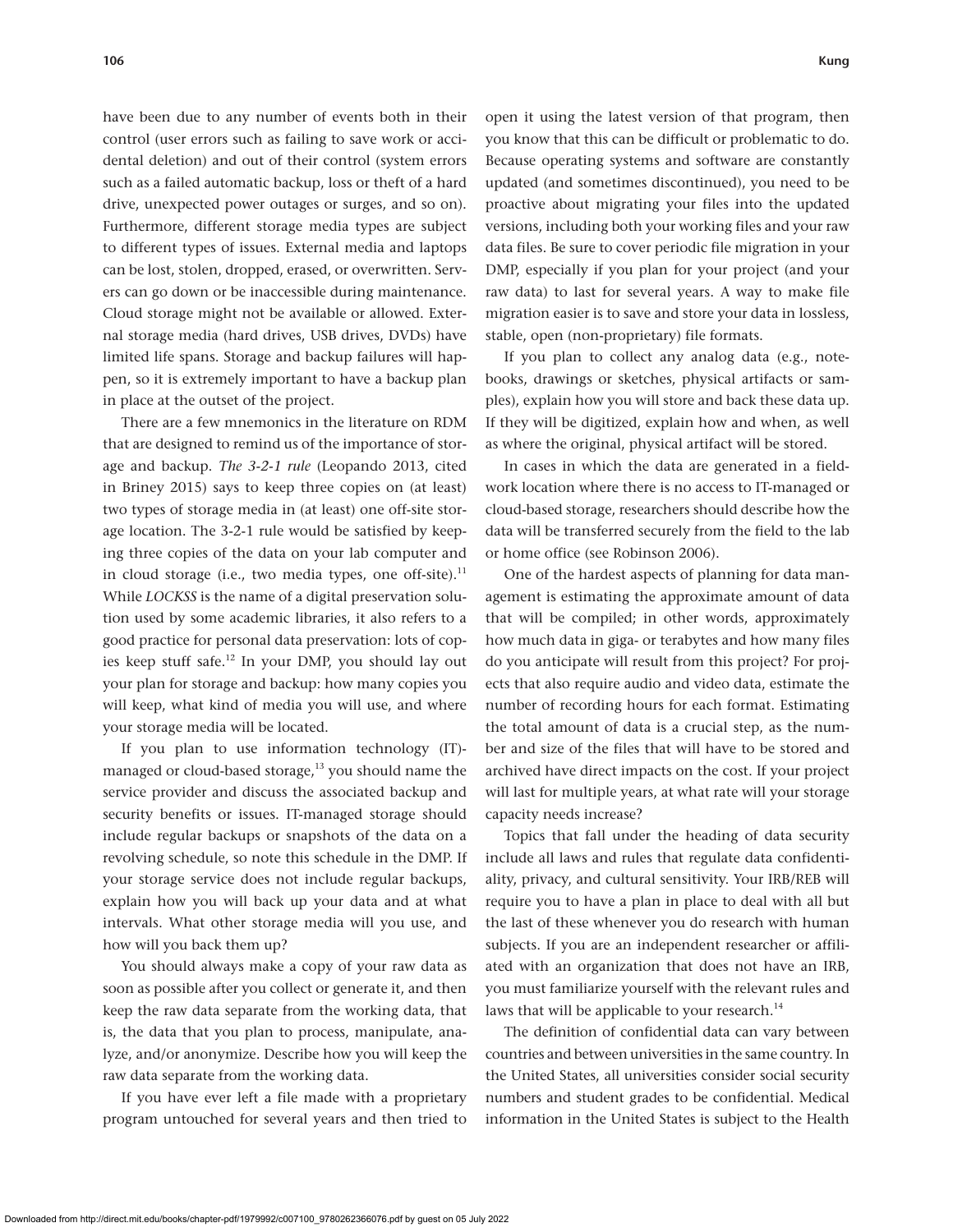have been due to any number of events both in their control (user errors such as failing to save work or accidental deletion) and out of their control (system errors such as a failed automatic backup, loss or theft of a hard drive, unexpected power outages or surges, and so on). Furthermore, different storage media types are subject to different types of issues. External media and laptops can be lost, stolen, dropped, erased, or overwritten. Servers can go down or be inaccessible during maintenance. Cloud storage might not be available or allowed. External storage media (hard drives, USB drives, DVDs) have limited life spans. Storage and backup failures will happen, so it is extremely important to have a backup plan in place at the outset of the project.

There are a few mnemonics in the literature on RDM that are designed to remind us of the importance of storage and backup. *The 3-2-1 rule* (Leopando 2013, cited in Briney 2015) says to keep three copies on (at least) two types of storage media in (at least) one off-site storage location. The 3-2-1 rule would be satisfied by keeping three copies of the data on your lab computer and in cloud storage (i.e., two media types, one off-site).[11] While *LOCKSS* is the name of a digital preservation solution used by some academic libraries, it also refers to a good practice for personal data preservation: lots of copies keep stuff safe.[12] In your DMP, you should lay out your plan for storage and backup: how many copies you will keep, what kind of media you will use, and where your storage media will be located.

If you plan to use information technology (IT)-managed or cloud-based storage,[13] you should name the service provider and discuss the associated backup and security benefits or issues. IT-managed storage should include regular backups or snapshots of the data on a revolving schedule, so note this schedule in the DMP. If your storage service does not include regular backups, explain how you will back up your data and at what intervals. What other storage media will you use, and how will you back them up?

You should always make a copy of your raw data as soon as possible after you collect or generate it, and then keep the raw data separate from the working data, that is, the data that you plan to process, manipulate, analyze, and/or anonymize. Describe how you will keep the raw data separate from the working data.

If you have ever left a file made with a proprietary program untouched for several years and then tried to open it using the latest version of that program, then you know that this can be difficult or problematic to do. Because operating systems and software are constantly updated (and sometimes discontinued), you need to be proactive about migrating your files into the updated versions, including both your working files and your raw data files. Be sure to cover periodic file migration in your DMP, especially if you plan for your project (and your raw data) to last for several years. A way to make file migration easier is to save and store your data in lossless, stable, open (non-proprietary) file formats.

If you plan to collect any analog data (e.g., notebooks, drawings or sketches, physical artifacts or samples), explain how you will store and back these data up. If they will be digitized, explain how and when, as well as where the original, physical artifact will be stored.

In cases in which the data are generated in a fieldwork location where there is no access to IT-managed or cloud-based storage, researchers should describe how the data will be transferred securely from the field to the lab or home office (see Robinson 2006).

One of the hardest aspects of planning for data management is estimating the approximate amount of data that will be compiled; in other words, approximately how much data in giga- or terabytes and how many files do you anticipate will result from this project? For projects that also require audio and video data, estimate the number of recording hours for each format. Estimating the total amount of data is a crucial step, as the number and size of the files that will have to be stored and archived have direct impacts on the cost. If your project will last for multiple years, at what rate will your storage capacity needs increase?

Topics that fall under the heading of data security include all laws and rules that regulate data confidentiality, privacy, and cultural sensitivity. Your IRB/REB will require you to have a plan in place to deal with all but the last of these whenever you do research with human subjects. If you are an independent researcher or affiliated with an organization that does not have an IRB, you must familiarize yourself with the relevant rules and laws that will be applicable to your research.[14]

The definition of confidential data can vary between countries and between universities in the same country. In the United States, all universities consider social security numbers and student grades to be confidential. Medical information in the United States is subject to the Health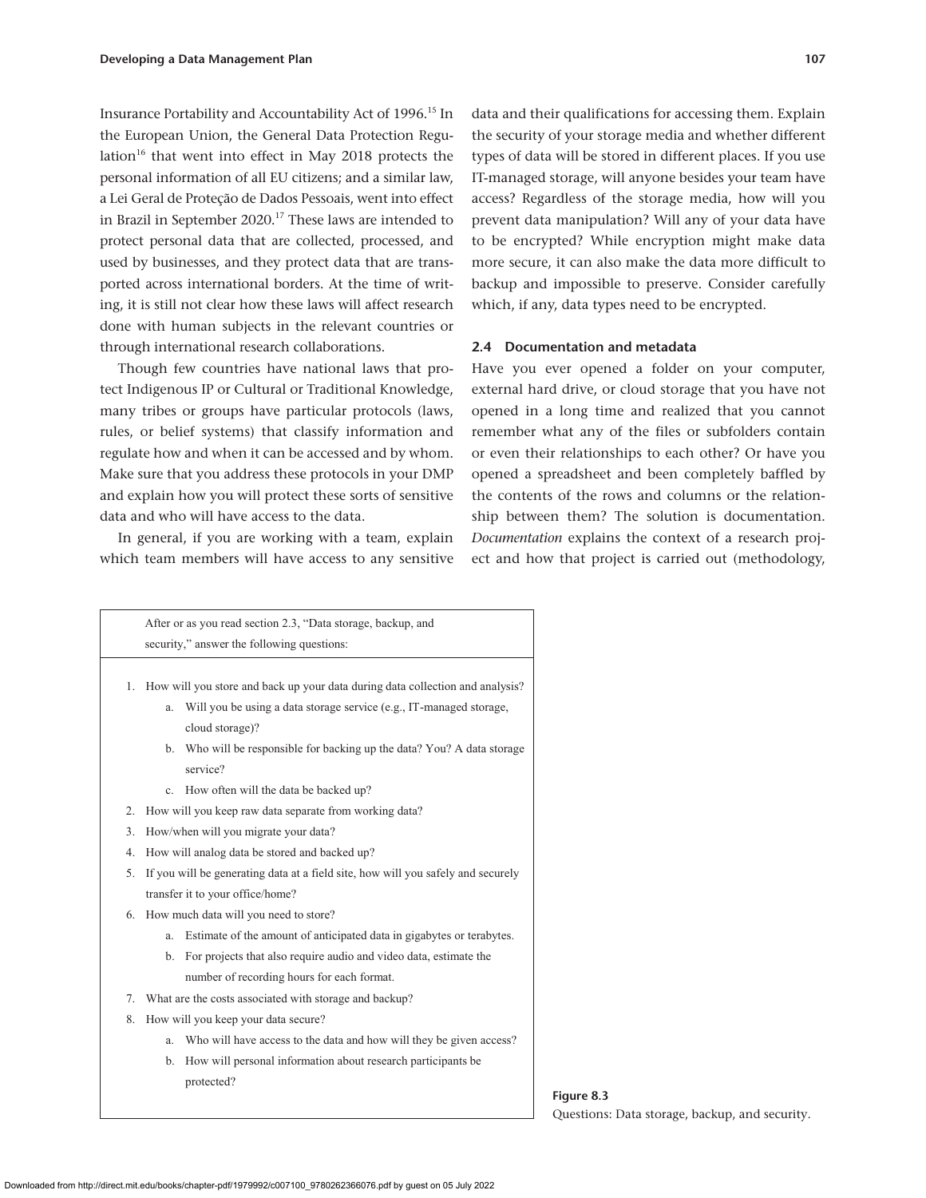Insurance Portability and Accountability Act of 1996.[15] In the European Union, the General Data Protection Regulation[16] that went into effect in May 2018 protects the personal information of all EU citizens; and a similar law, a Lei Geral de Proteção de Dados Pessoais, went into effect in Brazil in September 2020.[17] These laws are intended to protect personal data that are collected, processed, and used by businesses, and they protect data that are transported across international borders. At the time of writing, it is still not clear how these laws will affect research done with human subjects in the relevant countries or through international research collaborations.

Though few countries have national laws that protect Indigenous IP or Cultural or Traditional Knowledge, many tribes or groups have particular protocols (laws, rules, or belief systems) that classify information and regulate how and when it can be accessed and by whom. Make sure that you address these protocols in your DMP and explain how you will protect these sorts of sensitive data and who will have access to the data.

In general, if you are working with a team, explain which team members will have access to any sensitive data and their qualifications for accessing them. Explain the security of your storage media and whether different types of data will be stored in different places. If you use IT-managed storage, will anyone besides your team have access? Regardless of the storage media, how will you prevent data manipulation? Will any of your data have to be encrypted? While encryption might make data more secure, it can also make the data more difficult to backup and impossible to preserve. Consider carefully which, if any, data types need to be encrypted.

## 2.4 Documentation and metadata

Have you ever opened a folder on your computer, external hard drive, or cloud storage that you have not opened in a long time and realized that you cannot remember what any of the files or subfolders contain or even their relationships to each other? Or have you opened a spreadsheet and been completely baffled by the contents of the rows and columns or the relationship between them? The solution is documentation. *Documentation* explains the context of a research project and how that project is carried out (methodology,

After or as you read section 2.3, "Data storage, backup, and security," answer the following questions:

1. How will you store and back up your data during data collection and analysis?
   a. Will you be using a data storage service (e.g., IT-managed storage, cloud storage)?
   b. Who will be responsible for backing up the data? You? A data storage service?
   c. How often will the data be backed up?
2. How will you keep raw data separate from working data?
3. How/when will you migrate your data?
4. How will analog data be stored and backed up?
5. If you will be generating data at a field site, how will you safely and securely transfer it to your office/home?
6. How much data will you need to store?
   a. Estimate of the amount of anticipated data in gigabytes or terabytes.
   b. For projects that also require audio and video data, estimate the number of recording hours for each format.
7. What are the costs associated with storage and backup?
8. How will you keep your data secure?
   a. Who will have access to the data and how will they be given access?
   b. How will personal information about research participants be protected?

**Figure 8.3**
Questions: Data storage, backup, and security.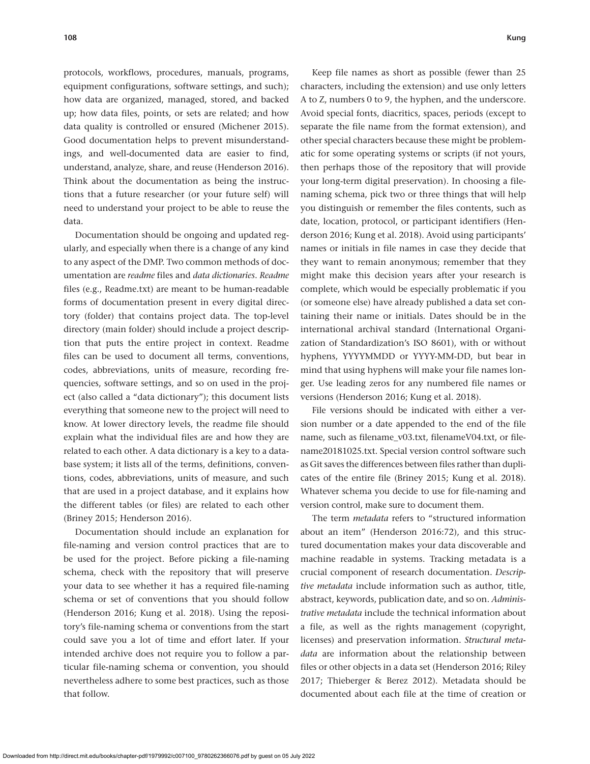protocols, workflows, procedures, manuals, programs, equipment configurations, software settings, and such); how data are organized, managed, stored, and backed up; how data files, points, or sets are related; and how data quality is controlled or ensured (Michener 2015). Good documentation helps to prevent misunderstandings, and well-documented data are easier to find, understand, analyze, share, and reuse (Henderson 2016). Think about the documentation as being the instructions that a future researcher (or your future self) will need to understand your project to be able to reuse the data.

Documentation should be ongoing and updated regularly, and especially when there is a change of any kind to any aspect of the DMP. Two common methods of documentation are *readme* files and *data dictionaries*. *Readme* files (e.g., Readme.txt) are meant to be human-readable forms of documentation present in every digital directory (folder) that contains project data. The top-level directory (main folder) should include a project description that puts the entire project in context. Readme files can be used to document all terms, conventions, codes, abbreviations, units of measure, recording frequencies, software settings, and so on used in the project (also called a "data dictionary"); this document lists everything that someone new to the project will need to know. At lower directory levels, the readme file should explain what the individual files are and how they are related to each other. A data dictionary is a key to a database system; it lists all of the terms, definitions, conventions, codes, abbreviations, units of measure, and such that are used in a project database, and it explains how the different tables (or files) are related to each other (Briney 2015; Henderson 2016).

Documentation should include an explanation for file-naming and version control practices that are to be used for the project. Before picking a file-naming schema, check with the repository that will preserve your data to see whether it has a required file-naming schema or set of conventions that you should follow (Henderson 2016; Kung et al. 2018). Using the repository's file-naming schema or conventions from the start could save you a lot of time and effort later. If your intended archive does not require you to follow a particular file-naming schema or convention, you should nevertheless adhere to some best practices, such as those that follow.

Keep file names as short as possible (fewer than 25 characters, including the extension) and use only letters A to Z, numbers 0 to 9, the hyphen, and the underscore. Avoid special fonts, diacritics, spaces, periods (except to separate the file name from the format extension), and other special characters because these might be problematic for some operating systems or scripts (if not yours, then perhaps those of the repository that will provide your long-term digital preservation). In choosing a file-naming schema, pick two or three things that will help you distinguish or remember the files contents, such as date, location, protocol, or participant identifiers (Henderson 2016; Kung et al. 2018). Avoid using participants' names or initials in file names in case they decide that they want to remain anonymous; remember that they might make this decision years after your research is complete, which would be especially problematic if you (or someone else) have already published a data set containing their name or initials. Dates should be in the international archival standard (International Organization of Standardization's ISO 8601), with or without hyphens, YYYYMMDD or YYYY-MM-DD, but bear in mind that using hyphens will make your file names longer. Use leading zeros for any numbered file names or versions (Henderson 2016; Kung et al. 2018).

File versions should be indicated with either a version number or a date appended to the end of the file name, such as filename_v03.txt, filenameV04.txt, or filename20181025.txt. Special version control software such as Git saves the differences between files rather than duplicates of the entire file (Briney 2015; Kung et al. 2018). Whatever schema you decide to use for file-naming and version control, make sure to document them.

The term *metadata* refers to "structured information about an item" (Henderson 2016:72), and this structured documentation makes your data discoverable and machine readable in systems. Tracking metadata is a crucial component of research documentation. *Descriptive metadata* include information such as author, title, abstract, keywords, publication date, and so on. *Administrative metadata* include the technical information about a file, as well as the rights management (copyright, licenses) and preservation information. *Structural metadata* are information about the relationship between files or other objects in a data set (Henderson 2016; Riley 2017; Thieberger & Berez 2012). Metadata should be documented about each file at the time of creation or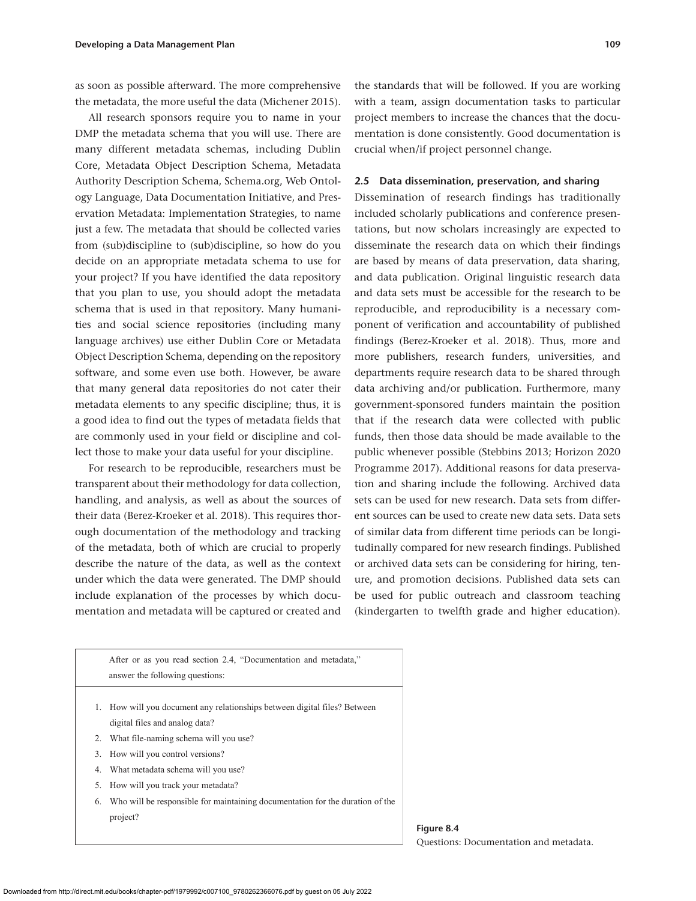as soon as possible afterward. The more comprehensive the metadata, the more useful the data (Michener 2015).

All research sponsors require you to name in your DMP the metadata schema that you will use. There are many different metadata schemas, including Dublin Core, Metadata Object Description Schema, Metadata Authority Description Schema, Schema.org, Web Ontology Language, Data Documentation Initiative, and Preservation Metadata: Implementation Strategies, to name just a few. The metadata that should be collected varies from (sub)discipline to (sub)discipline, so how do you decide on an appropriate metadata schema to use for your project? If you have identified the data repository that you plan to use, you should adopt the metadata schema that is used in that repository. Many humanities and social science repositories (including many language archives) use either Dublin Core or Metadata Object Description Schema, depending on the repository software, and some even use both. However, be aware that many general data repositories do not cater their metadata elements to any specific discipline; thus, it is a good idea to find out the types of metadata fields that are commonly used in your field or discipline and collect those to make your data useful for your discipline.

For research to be reproducible, researchers must be transparent about their methodology for data collection, handling, and analysis, as well as about the sources of their data (Berez-Kroeker et al. 2018). This requires thorough documentation of the methodology and tracking of the metadata, both of which are crucial to properly describe the nature of the data, as well as the context under which the data were generated. The DMP should include explanation of the processes by which documentation and metadata will be captured or created and the standards that will be followed. If you are working with a team, assign documentation tasks to particular project members to increase the chances that the documentation is done consistently. Good documentation is crucial when/if project personnel change.

### 2.5 Data dissemination, preservation, and sharing

Dissemination of research findings has traditionally included scholarly publications and conference presentations, but now scholars increasingly are expected to disseminate the research data on which their findings are based by means of data preservation, data sharing, and data publication. Original linguistic research data and data sets must be accessible for the research to be reproducible, and reproducibility is a necessary component of verification and accountability of published findings (Berez-Kroeker et al. 2018). Thus, more and more publishers, research funders, universities, and departments require research data to be shared through data archiving and/or publication. Furthermore, many government-sponsored funders maintain the position that if the research data were collected with public funds, then those data should be made available to the public whenever possible (Stebbins 2013; Horizon 2020 Programme 2017). Additional reasons for data preservation and sharing include the following. Archived data sets can be used for new research. Data sets from different sources can be used to create new data sets. Data sets of similar data from different time periods can be longitudinally compared for new research findings. Published or archived data sets can be considering for hiring, tenure, and promotion decisions. Published data sets can be used for public outreach and classroom teaching (kindergarten to twelfth grade and higher education).

After or as you read section 2.4, "Documentation and metadata," answer the following questions:

1. How will you document any relationships between digital files? Between digital files and analog data?
2. What file-naming schema will you use?
3. How will you control versions?
4. What metadata schema will you use?
5. How will you track your metadata?
6. Who will be responsible for maintaining documentation for the duration of the project?

**Figure 8.4**
Questions: Documentation and metadata.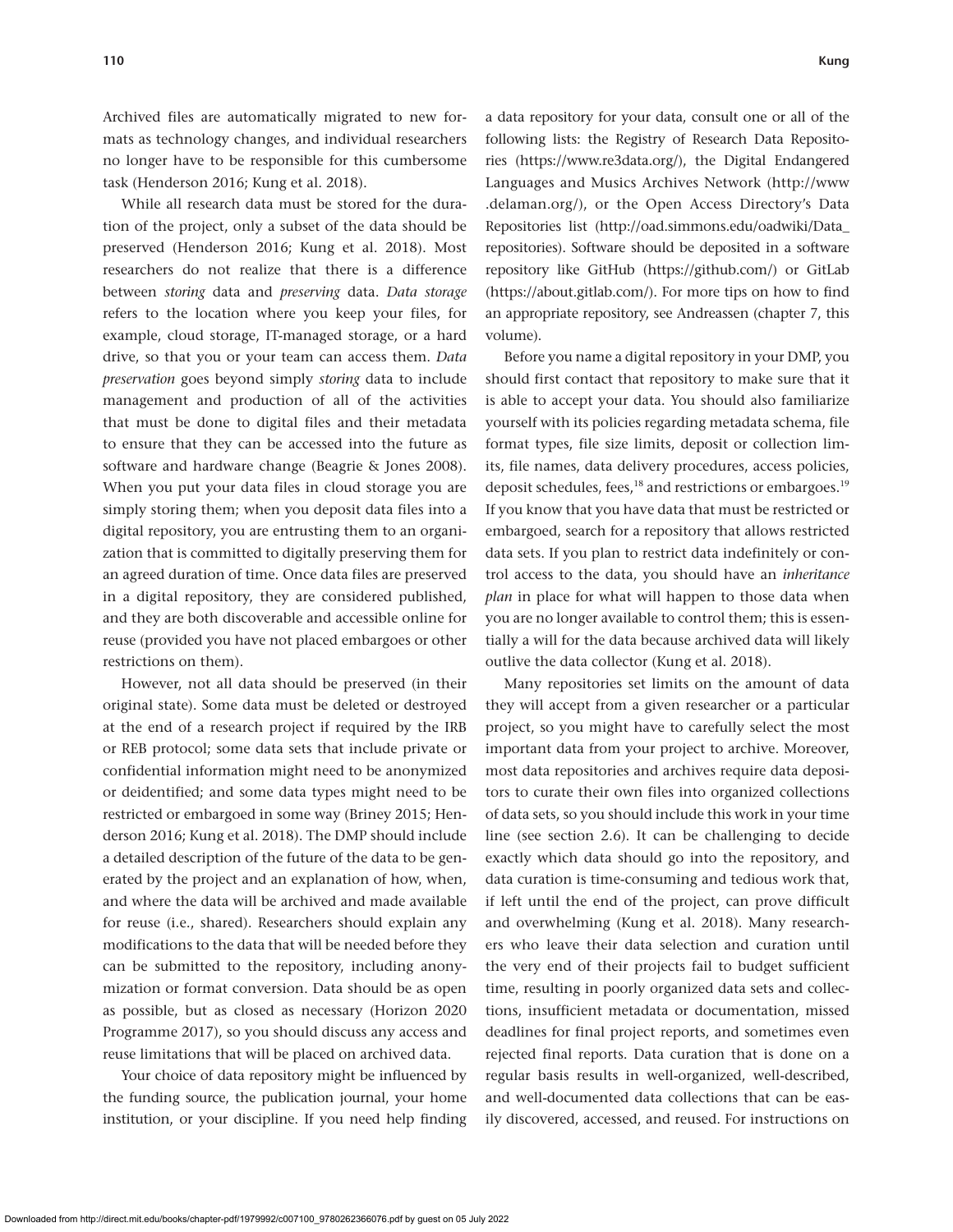Archived files are automatically migrated to new formats as technology changes, and individual researchers no longer have to be responsible for this cumbersome task (Henderson 2016; Kung et al. 2018).

While all research data must be stored for the duration of the project, only a subset of the data should be preserved (Henderson 2016; Kung et al. 2018). Most researchers do not realize that there is a difference between *storing* data and *preserving* data. *Data storage* refers to the location where you keep your files, for example, cloud storage, IT-managed storage, or a hard drive, so that you or your team can access them. *Data preservation* goes beyond simply *storing* data to include management and production of all of the activities that must be done to digital files and their metadata to ensure that they can be accessed into the future as software and hardware change (Beagrie & Jones 2008). When you put your data files in cloud storage you are simply storing them; when you deposit data files into a digital repository, you are entrusting them to an organization that is committed to digitally preserving them for an agreed duration of time. Once data files are preserved in a digital repository, they are considered published, and they are both discoverable and accessible online for reuse (provided you have not placed embargoes or other restrictions on them).

However, not all data should be preserved (in their original state). Some data must be deleted or destroyed at the end of a research project if required by the IRB or REB protocol; some data sets that include private or confidential information might need to be anonymized or deidentified; and some data types might need to be restricted or embargoed in some way (Briney 2015; Henderson 2016; Kung et al. 2018). The DMP should include a detailed description of the future of the data to be generated by the project and an explanation of how, when, and where the data will be archived and made available for reuse (i.e., shared). Researchers should explain any modifications to the data that will be needed before they can be submitted to the repository, including anonymization or format conversion. Data should be as open as possible, but as closed as necessary (Horizon 2020 Programme 2017), so you should discuss any access and reuse limitations that will be placed on archived data.

Your choice of data repository might be influenced by the funding source, the publication journal, your home institution, or your discipline. If you need help finding a data repository for your data, consult one or all of the following lists: the Registry of Research Data Repositories (https://www.re3data.org/), the Digital Endangered Languages and Musics Archives Network (http://www.delaman.org/), or the Open Access Directory's Data Repositories list (http://oad.simmons.edu/oadwiki/Data_repositories). Software should be deposited in a software repository like GitHub (https://github.com/) or GitLab (https://about.gitlab.com/). For more tips on how to find an appropriate repository, see Andreassen (chapter 7, this volume).

Before you name a digital repository in your DMP, you should first contact that repository to make sure that it is able to accept your data. You should also familiarize yourself with its policies regarding metadata schema, file format types, file size limits, deposit or collection limits, file names, data delivery procedures, access policies, deposit schedules, fees,[18] and restrictions or embargoes.[19] If you know that you have data that must be restricted or embargoed, search for a repository that allows restricted data sets. If you plan to restrict data indefinitely or control access to the data, you should have an *inheritance plan* in place for what will happen to those data when you are no longer available to control them; this is essentially a will for the data because archived data will likely outlive the data collector (Kung et al. 2018).

Many repositories set limits on the amount of data they will accept from a given researcher or a particular project, so you might have to carefully select the most important data from your project to archive. Moreover, most data repositories and archives require data depositors to curate their own files into organized collections of data sets, so you should include this work in your time line (see section 2.6). It can be challenging to decide exactly which data should go into the repository, and data curation is time-consuming and tedious work that, if left until the end of the project, can prove difficult and overwhelming (Kung et al. 2018). Many researchers who leave their data selection and curation until the very end of their projects fail to budget sufficient time, resulting in poorly organized data sets and collections, insufficient metadata or documentation, missed deadlines for final project reports, and sometimes even rejected final reports. Data curation that is done on a regular basis results in well-organized, well-described, and well-documented data collections that can be easily discovered, accessed, and reused. For instructions on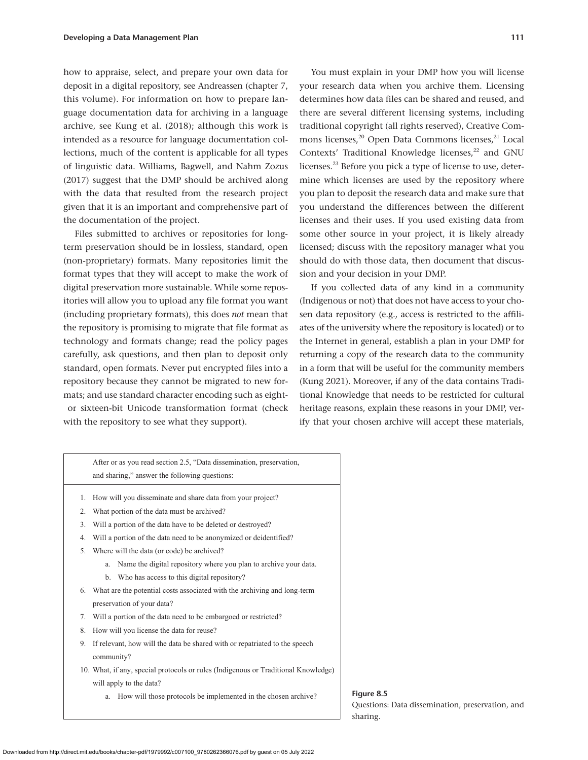how to appraise, select, and prepare your own data for deposit in a digital repository, see Andreassen (chapter 7, this volume). For information on how to prepare language documentation data for archiving in a language archive, see Kung et al. (2018); although this work is intended as a resource for language documentation collections, much of the content is applicable for all types of linguistic data. Williams, Bagwell, and Nahm Zozus (2017) suggest that the DMP should be archived along with the data that resulted from the research project given that it is an important and comprehensive part of the documentation of the project.

Files submitted to archives or repositories for long-term preservation should be in lossless, standard, open (non-proprietary) formats. Many repositories limit the format types that they will accept to make the work of digital preservation more sustainable. While some repositories will allow you to upload any file format you want (including proprietary formats), this does *not* mean that the repository is promising to migrate that file format as technology and formats change; read the policy pages carefully, ask questions, and then plan to deposit only standard, open formats. Never put encrypted files into a repository because they cannot be migrated to new formats; and use standard character encoding such as eight- or sixteen-bit Unicode transformation format (check with the repository to see what they support).

You must explain in your DMP how you will license your research data when you archive them. Licensing determines how data files can be shared and reused, and there are several different licensing systems, including traditional copyright (all rights reserved), Creative Commons licenses,[20] Open Data Commons licenses,[21] Local Contexts' Traditional Knowledge licenses,[22] and GNU licenses.[23] Before you pick a type of license to use, determine which licenses are used by the repository where you plan to deposit the research data and make sure that you understand the differences between the different licenses and their uses. If you used existing data from some other source in your project, it is likely already licensed; discuss with the repository manager what you should do with those data, then document that discussion and your decision in your DMP.

If you collected data of any kind in a community (Indigenous or not) that does not have access to your chosen data repository (e.g., access is restricted to the affiliates of the university where the repository is located) or to the Internet in general, establish a plan in your DMP for returning a copy of the research data to the community in a form that will be useful for the community members (Kung 2021). Moreover, if any of the data contains Traditional Knowledge that needs to be restricted for cultural heritage reasons, explain these reasons in your DMP, verify that your chosen archive will accept these materials,

After or as you read section 2.5, "Data dissemination, preservation, and sharing," answer the following questions:

1. How will you disseminate and share data from your project?
2. What portion of the data must be archived?
3. Will a portion of the data have to be deleted or destroyed?
4. Will a portion of the data need to be anonymized or deidentified?
5. Where will the data (or code) be archived?
   a. Name the digital repository where you plan to archive your data.
   b. Who has access to this digital repository?
6. What are the potential costs associated with the archiving and long-term preservation of your data?
7. Will a portion of the data need to be embargoed or restricted?
8. How will you license the data for reuse?
9. If relevant, how will the data be shared with or repatriated to the speech community?
10. What, if any, special protocols or rules (Indigenous or Traditional Knowledge) will apply to the data?
    a. How will those protocols be implemented in the chosen archive?

**Figure 8.5**
Questions: Data dissemination, preservation, and sharing.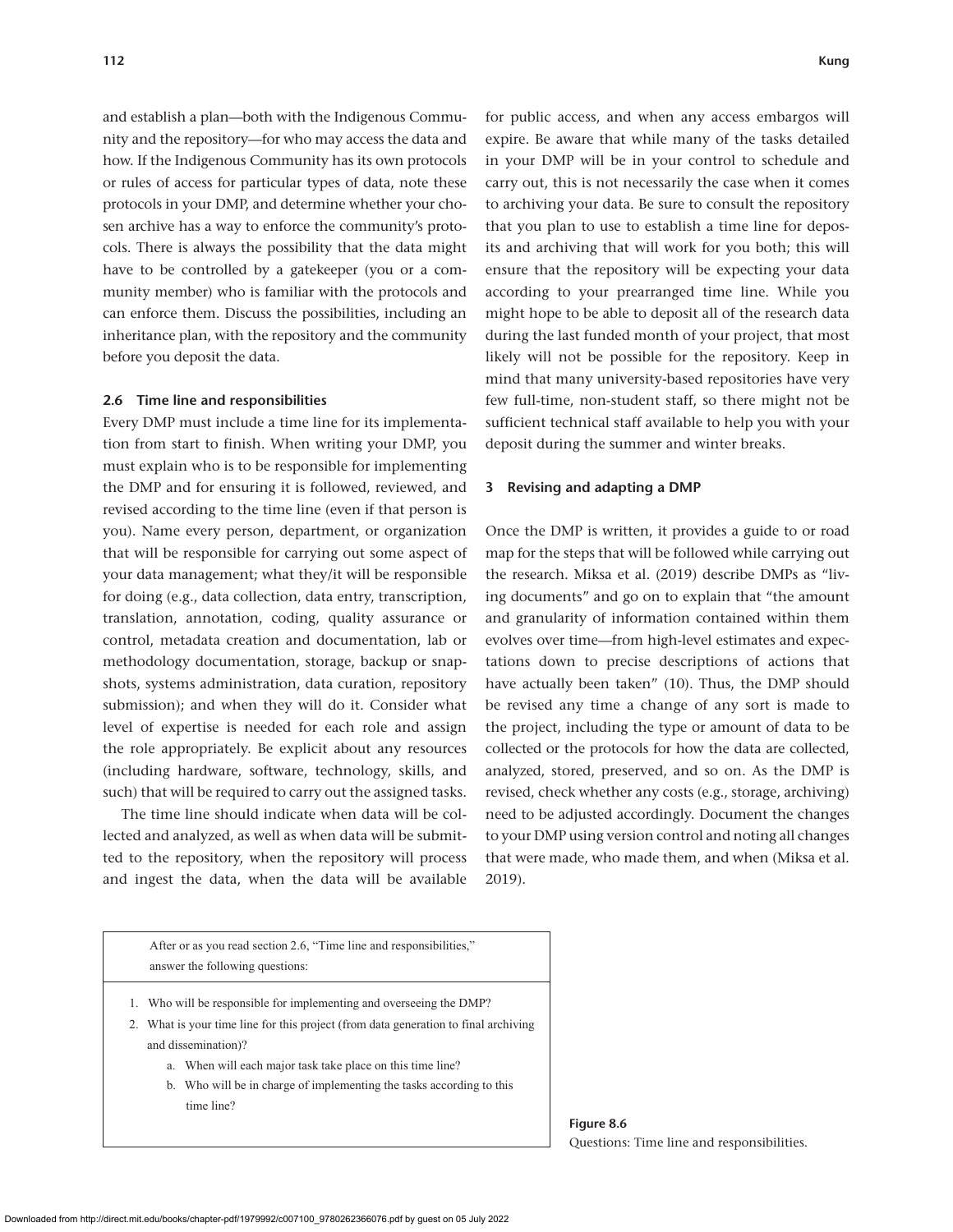and establish a plan—both with the Indigenous Community and the repository—for who may access the data and how. If the Indigenous Community has its own protocols or rules of access for particular types of data, note these protocols in your DMP, and determine whether your chosen archive has a way to enforce the community's protocols. There is always the possibility that the data might have to be controlled by a gatekeeper (you or a community member) who is familiar with the protocols and can enforce them. Discuss the possibilities, including an inheritance plan, with the repository and the community before you deposit the data.

### 2.6 Time line and responsibilities

Every DMP must include a time line for its implementation from start to finish. When writing your DMP, you must explain who is to be responsible for implementing the DMP and for ensuring it is followed, reviewed, and revised according to the time line (even if that person is you). Name every person, department, or organization that will be responsible for carrying out some aspect of your data management; what they/it will be responsible for doing (e.g., data collection, data entry, transcription, translation, annotation, coding, quality assurance or control, metadata creation and documentation, lab or methodology documentation, storage, backup or snapshots, systems administration, data curation, repository submission); and when they will do it. Consider what level of expertise is needed for each role and assign the role appropriately. Be explicit about any resources (including hardware, software, technology, skills, and such) that will be required to carry out the assigned tasks.

The time line should indicate when data will be collected and analyzed, as well as when data will be submitted to the repository, when the repository will process and ingest the data, when the data will be available for public access, and when any access embargos will expire. Be aware that while many of the tasks detailed in your DMP will be in your control to schedule and carry out, this is not necessarily the case when it comes to archiving your data. Be sure to consult the repository that you plan to use to establish a time line for deposits and archiving that will work for you both; this will ensure that the repository will be expecting your data according to your prearranged time line. While you might hope to be able to deposit all of the research data during the last funded month of your project, that most likely will not be possible for the repository. Keep in mind that many university-based repositories have very few full-time, non-student staff, so there might not be sufficient technical staff available to help you with your deposit during the summer and winter breaks.

## 3 Revising and adapting a DMP

Once the DMP is written, it provides a guide to or road map for the steps that will be followed while carrying out the research. Miksa et al. (2019) describe DMPs as "living documents" and go on to explain that "the amount and granularity of information contained within them evolves over time—from high-level estimates and expectations down to precise descriptions of actions that have actually been taken" (10). Thus, the DMP should be revised any time a change of any sort is made to the project, including the type or amount of data to be collected or the protocols for how the data are collected, analyzed, stored, preserved, and so on. As the DMP is revised, check whether any costs (e.g., storage, archiving) need to be adjusted accordingly. Document the changes to your DMP using version control and noting all changes that were made, who made them, and when (Miksa et al. 2019).

After or as you read section 2.6, "Time line and responsibilities," answer the following questions:

1. Who will be responsible for implementing and overseeing the DMP?
2. What is your time line for this project (from data generation to final archiving and dissemination)?
   a. When will each major task take place on this time line?
   b. Who will be in charge of implementing the tasks according to this time line?

**Figure 8.6**
Questions: Time line and responsibilities.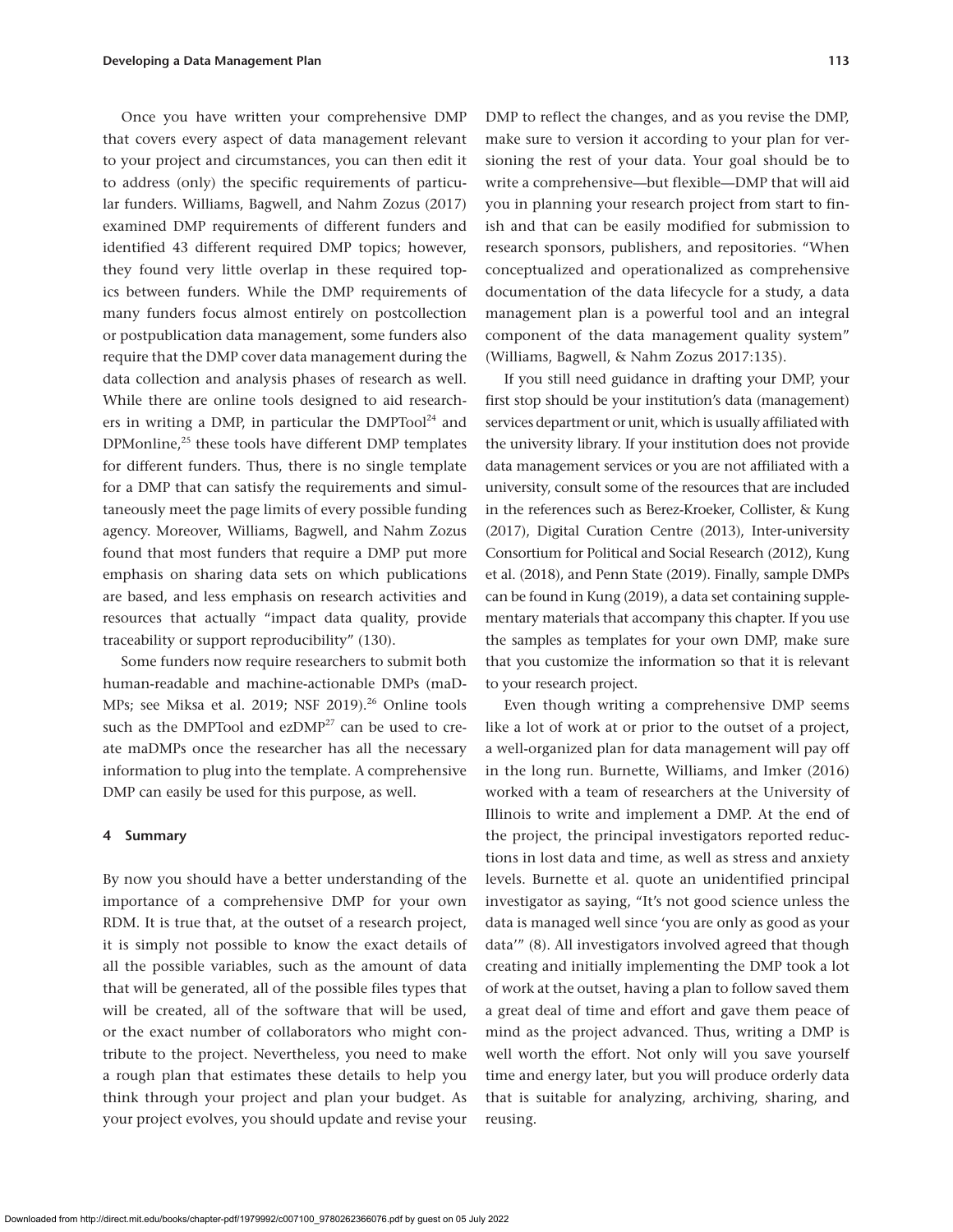Once you have written your comprehensive DMP that covers every aspect of data management relevant to your project and circumstances, you can then edit it to address (only) the specific requirements of particular funders. Williams, Bagwell, and Nahm Zozus (2017) examined DMP requirements of different funders and identified 43 different required DMP topics; however, they found very little overlap in these required topics between funders. While the DMP requirements of many funders focus almost entirely on postcollection or postpublication data management, some funders also require that the DMP cover data management during the data collection and analysis phases of research as well. While there are online tools designed to aid researchers in writing a DMP, in particular the DMPTool[24] and DPMonline,[25] these tools have different DMP templates for different funders. Thus, there is no single template for a DMP that can satisfy the requirements and simultaneously meet the page limits of every possible funding agency. Moreover, Williams, Bagwell, and Nahm Zozus found that most funders that require a DMP put more emphasis on sharing data sets on which publications are based, and less emphasis on research activities and resources that actually "impact data quality, provide traceability or support reproducibility" (130).

Some funders now require researchers to submit both human-readable and machine-actionable DMPs (maDMPs; see Miksa et al. 2019; NSF 2019).[26] Online tools such as the DMPTool and ezDMP[27] can be used to create maDMPs once the researcher has all the necessary information to plug into the template. A comprehensive DMP can easily be used for this purpose, as well.

## 4 Summary

By now you should have a better understanding of the importance of a comprehensive DMP for your own RDM. It is true that, at the outset of a research project, it is simply not possible to know the exact details of all the possible variables, such as the amount of data that will be generated, all of the possible files types that will be created, all of the software that will be used, or the exact number of collaborators who might contribute to the project. Nevertheless, you need to make a rough plan that estimates these details to help you think through your project and plan your budget. As your project evolves, you should update and revise your DMP to reflect the changes, and as you revise the DMP, make sure to version it according to your plan for versioning the rest of your data. Your goal should be to write a comprehensive—but flexible—DMP that will aid you in planning your research project from start to finish and that can be easily modified for submission to research sponsors, publishers, and repositories. "When conceptualized and operationalized as comprehensive documentation of the data lifecycle for a study, a data management plan is a powerful tool and an integral component of the data management quality system" (Williams, Bagwell, & Nahm Zozus 2017:135).

If you still need guidance in drafting your DMP, your first stop should be your institution's data (management) services department or unit, which is usually affiliated with the university library. If your institution does not provide data management services or you are not affiliated with a university, consult some of the resources that are included in the references such as Berez-Kroeker, Collister, & Kung (2017), Digital Curation Centre (2013), Inter-university Consortium for Political and Social Research (2012), Kung et al. (2018), and Penn State (2019). Finally, sample DMPs can be found in Kung (2019), a data set containing supplementary materials that accompany this chapter. If you use the samples as templates for your own DMP, make sure that you customize the information so that it is relevant to your research project.

Even though writing a comprehensive DMP seems like a lot of work at or prior to the outset of a project, a well-organized plan for data management will pay off in the long run. Burnette, Williams, and Imker (2016) worked with a team of researchers at the University of Illinois to write and implement a DMP. At the end of the project, the principal investigators reported reductions in lost data and time, as well as stress and anxiety levels. Burnette et al. quote an unidentified principal investigator as saying, "It's not good science unless the data is managed well since 'you are only as good as your data'" (8). All investigators involved agreed that though creating and initially implementing the DMP took a lot of work at the outset, having a plan to follow saved them a great deal of time and effort and gave them peace of mind as the project advanced. Thus, writing a DMP is well worth the effort. Not only will you save yourself time and energy later, but you will produce orderly data that is suitable for analyzing, archiving, sharing, and reusing.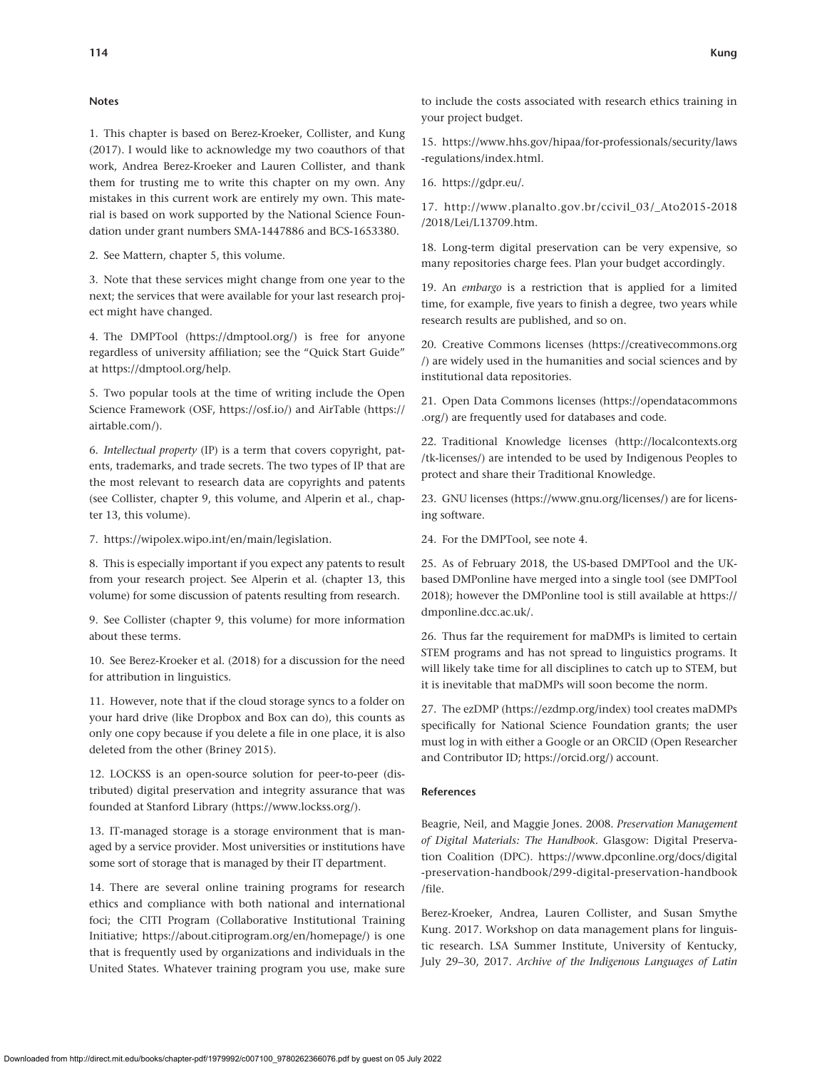### Notes

1. This chapter is based on Berez-Kroeker, Collister, and Kung (2017). I would like to acknowledge my two coauthors of that work, Andrea Berez-Kroeker and Lauren Collister, and thank them for trusting me to write this chapter on my own. Any mistakes in this current work are entirely my own. This material is based on work supported by the National Science Foundation under grant numbers SMA-1447886 and BCS-1653380.

2. See Mattern, chapter 5, this volume.

3. Note that these services might change from one year to the next; the services that were available for your last research project might have changed.

4. The DMPTool (https://dmptool.org/) is free for anyone regardless of university affiliation; see the "Quick Start Guide" at https://dmptool.org/help.

5. Two popular tools at the time of writing include the Open Science Framework (OSF, https://osf.io/) and AirTable (https://airtable.com/).

6. *Intellectual property* (IP) is a term that covers copyright, patents, trademarks, and trade secrets. The two types of IP that are the most relevant to research data are copyrights and patents (see Collister, chapter 9, this volume, and Alperin et al., chapter 13, this volume).

7. https://wipolex.wipo.int/en/main/legislation.

8. This is especially important if you expect any patents to result from your research project. See Alperin et al. (chapter 13, this volume) for some discussion of patents resulting from research.

9. See Collister (chapter 9, this volume) for more information about these terms.

10. See Berez-Kroeker et al. (2018) for a discussion for the need for attribution in linguistics.

11. However, note that if the cloud storage syncs to a folder on your hard drive (like Dropbox and Box can do), this counts as only one copy because if you delete a file in one place, it is also deleted from the other (Briney 2015).

12. LOCKSS is an open-source solution for peer-to-peer (distributed) digital preservation and integrity assurance that was founded at Stanford Library (https://www.lockss.org/).

13. IT-managed storage is a storage environment that is managed by a service provider. Most universities or institutions have some sort of storage that is managed by their IT department.

14. There are several online training programs for research ethics and compliance with both national and international foci; the CITI Program (Collaborative Institutional Training Initiative; https://about.citiprogram.org/en/homepage/) is one that is frequently used by organizations and individuals in the United States. Whatever training program you use, make sure to include the costs associated with research ethics training in your project budget.

15. https://www.hhs.gov/hipaa/for-professionals/security/laws-regulations/index.html.

16. https://gdpr.eu/.

17. http://www.planalto.gov.br/ccivil_03/_Ato2015-2018/2018/Lei/L13709.htm.

18. Long-term digital preservation can be very expensive, so many repositories charge fees. Plan your budget accordingly.

19. An *embargo* is a restriction that is applied for a limited time, for example, five years to finish a degree, two years while research results are published, and so on.

20. Creative Commons licenses (https://creativecommons.org/) are widely used in the humanities and social sciences and by institutional data repositories.

21. Open Data Commons licenses (https://opendatacommons.org/) are frequently used for databases and code.

22. Traditional Knowledge licenses (http://localcontexts.org/tk-licenses/) are intended to be used by Indigenous Peoples to protect and share their Traditional Knowledge.

23. GNU licenses (https://www.gnu.org/licenses/) are for licensing software.

24. For the DMPTool, see note 4.

25. As of February 2018, the US-based DMPTool and the UK-based DMPonline have merged into a single tool (see DMPTool 2018); however the DMPonline tool is still available at https://dmponline.dcc.ac.uk/.

26. Thus far the requirement for maDMPs is limited to certain STEM programs and has not spread to linguistics programs. It will likely take time for all disciplines to catch up to STEM, but it is inevitable that maDMPs will soon become the norm.

27. The ezDMP (https://ezdmp.org/index) tool creates maDMPs specifically for National Science Foundation grants; the user must log in with either a Google or an ORCID (Open Researcher and Contributor ID; https://orcid.org/) account.

### References

Beagrie, Neil, and Maggie Jones. 2008. *Preservation Management of Digital Materials: The Handbook*. Glasgow: Digital Preservation Coalition (DPC). https://www.dpconline.org/docs/digital-preservation-handbook/299-digital-preservation-handbook/file.

Berez-Kroeker, Andrea, Lauren Collister, and Susan Smythe Kung. 2017. Workshop on data management plans for linguistic research. LSA Summer Institute, University of Kentucky, July 29–30, 2017. *Archive of the Indigenous Languages of Latin*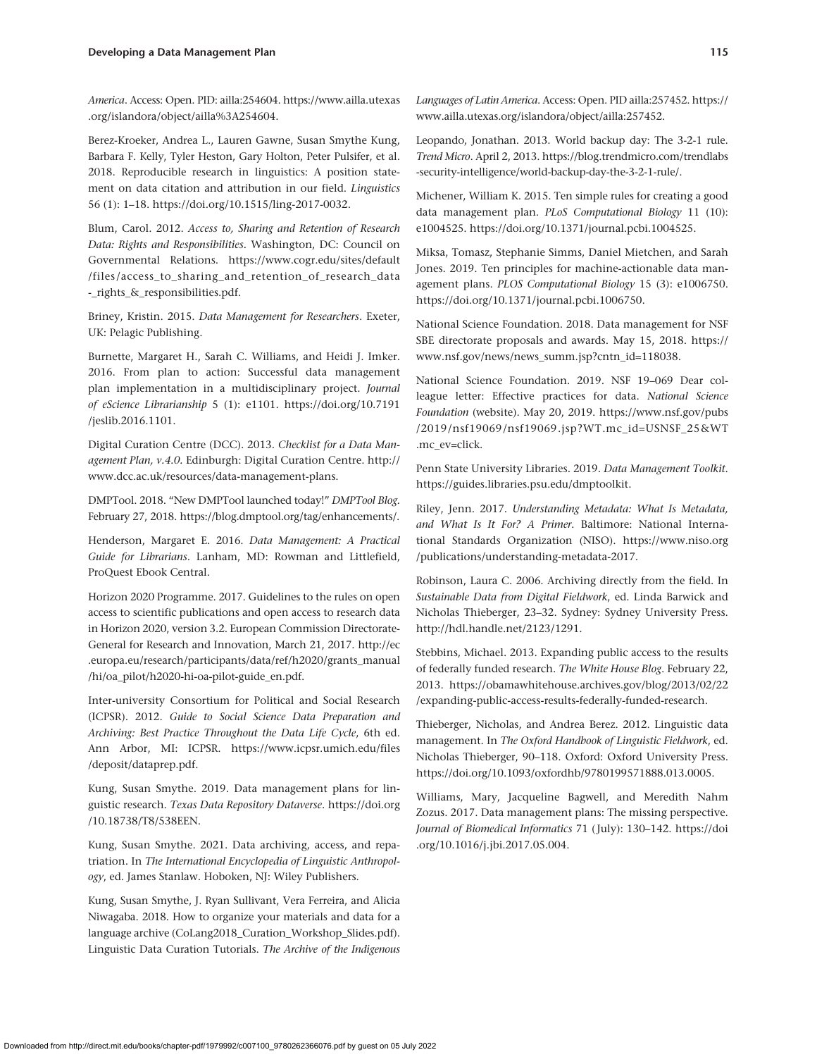*America*. Access: Open. PID: ailla:254604. https://www.ailla.utexas.org/islandora/object/ailla%3A254604.

Berez-Kroeker, Andrea L., Lauren Gawne, Susan Smythe Kung, Barbara F. Kelly, Tyler Heston, Gary Holton, Peter Pulsifer, et al. 2018. Reproducible research in linguistics: A position statement on data citation and attribution in our field. *Linguistics* 56 (1): 1–18. https://doi.org/10.1515/ling-2017-0032.

Blum, Carol. 2012. *Access to, Sharing and Retention of Research Data: Rights and Responsibilities*. Washington, DC: Council on Governmental Relations. https://www.cogr.edu/sites/default/files/access_to_sharing_and_retention_of_research_data_-_rights_&_responsibilities.pdf.

Briney, Kristin. 2015. *Data Management for Researchers*. Exeter, UK: Pelagic Publishing.

Burnette, Margaret H., Sarah C. Williams, and Heidi J. Imker. 2016. From plan to action: Successful data management plan implementation in a multidisciplinary project. *Journal of eScience Librarianship* 5 (1): e1101. https://doi.org/10.7191/jeslib.2016.1101.

Digital Curation Centre (DCC). 2013. *Checklist for a Data Management Plan, v.4.0*. Edinburgh: Digital Curation Centre. http://www.dcc.ac.uk/resources/data-management-plans.

DMPTool. 2018. "New DMPTool launched today!" *DMPTool Blog*. February 27, 2018. https://blog.dmptool.org/tag/enhancements/.

Henderson, Margaret E. 2016. *Data Management: A Practical Guide for Librarians*. Lanham, MD: Rowman and Littlefield, ProQuest Ebook Central.

Horizon 2020 Programme. 2017. Guidelines to the rules on open access to scientific publications and open access to research data in Horizon 2020, version 3.2. European Commission Directorate-General for Research and Innovation, March 21, 2017. http://ec.europa.eu/research/participants/data/ref/h2020/grants_manual/hi/oa_pilot/h2020-hi-oa-pilot-guide_en.pdf.

Inter-university Consortium for Political and Social Research (ICPSR). 2012. *Guide to Social Science Data Preparation and Archiving: Best Practice Throughout the Data Life Cycle*, 6th ed. Ann Arbor, MI: ICPSR. https://www.icpsr.umich.edu/files/deposit/dataprep.pdf.

Kung, Susan Smythe. 2019. Data management plans for linguistic research. *Texas Data Repository Dataverse*. https://doi.org/10.18738/T8/538EEN.

Kung, Susan Smythe. 2021. Data archiving, access, and repatriation. In *The International Encyclopedia of Linguistic Anthropology*, ed. James Stanlaw. Hoboken, NJ: Wiley Publishers.

Kung, Susan Smythe, J. Ryan Sullivant, Vera Ferreira, and Alicia Niwagaba. 2018. How to organize your materials and data for a language archive (CoLang2018_Curation_Workshop_Slides.pdf). Linguistic Data Curation Tutorials. *The Archive of the Indigenous Languages of Latin America*. Access: Open. PID ailla:257452. https://www.ailla.utexas.org/islandora/object/ailla:257452.

Leopando, Jonathan. 2013. World backup day: The 3-2-1 rule. *Trend Micro*. April 2, 2013. https://blog.trendmicro.com/trendlabs-security-intelligence/world-backup-day-the-3-2-1-rule/.

Michener, William K. 2015. Ten simple rules for creating a good data management plan. *PLoS Computational Biology* 11 (10): e1004525. https://doi.org/10.1371/journal.pcbi.1004525.

Miksa, Tomasz, Stephanie Simms, Daniel Mietchen, and Sarah Jones. 2019. Ten principles for machine-actionable data management plans. *PLOS Computational Biology* 15 (3): e1006750. https://doi.org/10.1371/journal.pcbi.1006750.

National Science Foundation. 2018. Data management for NSF SBE directorate proposals and awards. May 15, 2018. https://www.nsf.gov/news/news_summ.jsp?cntn_id=118038.

National Science Foundation. 2019. NSF 19–069 Dear colleague letter: Effective practices for data. *National Science Foundation* (website). May 20, 2019. https://www.nsf.gov/pubs/2019/nsf19069/nsf19069.jsp?WT.mc_id=USNSF_25&WT.mc_ev=click.

Penn State University Libraries. 2019. *Data Management Toolkit*. https://guides.libraries.psu.edu/dmptoolkit.

Riley, Jenn. 2017. *Understanding Metadata: What Is Metadata, and What Is It For? A Primer*. Baltimore: National International Standards Organization (NISO). https://www.niso.org/publications/understanding-metadata-2017.

Robinson, Laura C. 2006. Archiving directly from the field. In *Sustainable Data from Digital Fieldwork*, ed. Linda Barwick and Nicholas Thieberger, 23–32. Sydney: Sydney University Press. http://hdl.handle.net/2123/1291.

Stebbins, Michael. 2013. Expanding public access to the results of federally funded research. *The White House Blog*. February 22, 2013. https://obamawhitehouse.archives.gov/blog/2013/02/22/expanding-public-access-results-federally-funded-research.

Thieberger, Nicholas, and Andrea Berez. 2012. Linguistic data management. In *The Oxford Handbook of Linguistic Fieldwork*, ed. Nicholas Thieberger, 90–118. Oxford: Oxford University Press. https://doi.org/10.1093/oxfordhb/9780199571888.013.0005.

Williams, Mary, Jacqueline Bagwell, and Meredith Nahm Zozus. 2017. Data management plans: The missing perspective. *Journal of Biomedical Informatics* 71 (July): 130–142. https://doi.org/10.1016/j.jbi.2017.05.004.